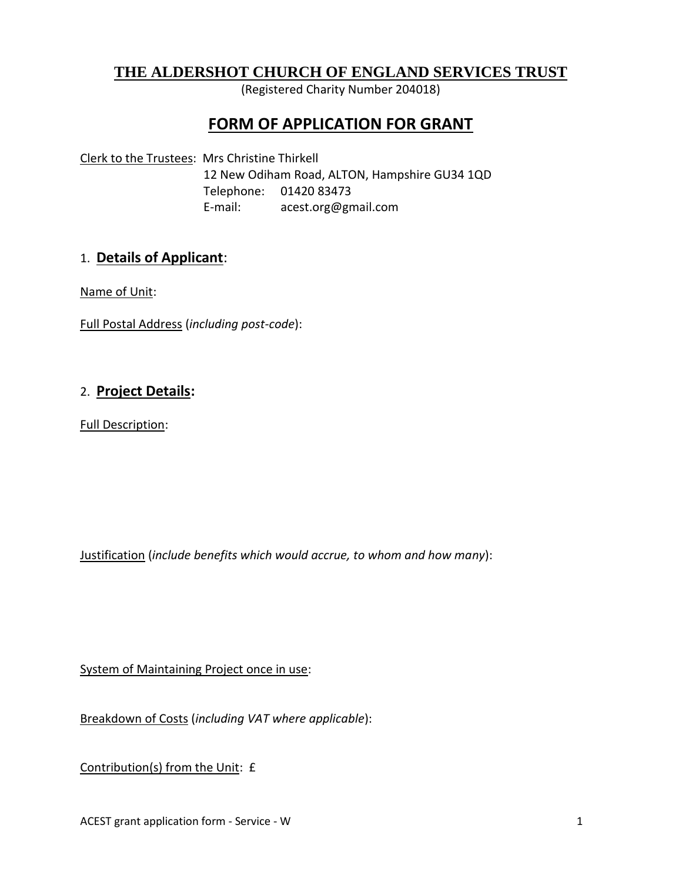# THE ALDERSHOT CHURCH OF ENGLAND SERVICES TRUST

(Registered Charity Number 204018)

## FORM OF APPLICATION FOR GRANT

Clerk to the Trustees: Mrs Christine Thirkell
12 New Odiham Road, ALTON, Hampshire GU34 1QD
Telephone: 01420 83473
E-mail: acest.org@gmail.com

### 1. Details of Applicant:

Name of Unit:

Full Postal Address (*including post-code*):

### 2. Project Details:

Full Description:

Justification (*include benefits which would accrue, to whom and how many*):

System of Maintaining Project once in use:

Breakdown of Costs (*including VAT where applicable*):

Contribution(s) from the Unit: £

ACEST grant application form - Service - W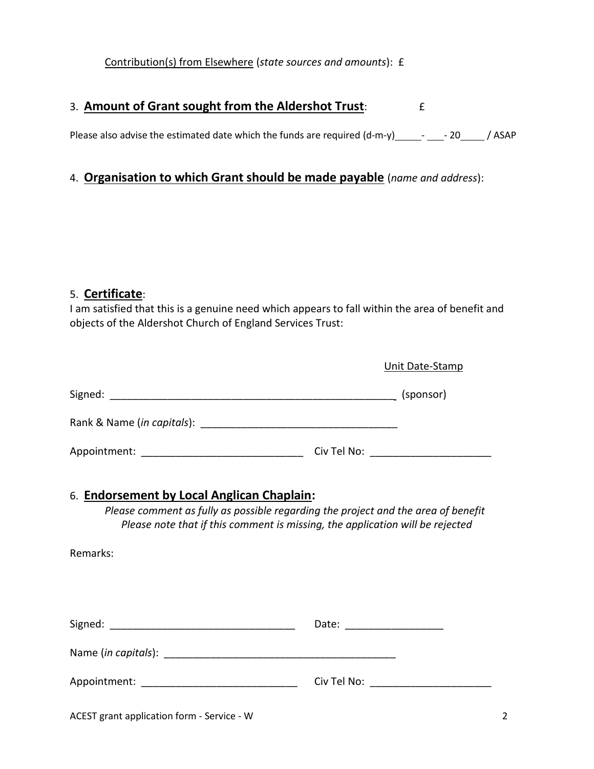<u>Contribution(s) from Elsewhere</u> (*state sources and amounts*): £

3. **<u>Amount of Grant sought from the Aldershot Trust</u>**: £

Please also advise the estimated date which the funds are required (d-m-y)_____-___- 20____ / ASAP

4. **<u>Organisation to which Grant should be made payable</u>** (*name and address*):

5. **<u>Certificate</u>**:
I am satisfied that this is a genuine need which appears to fall within the area of benefit and objects of the Aldershot Church of England Services Trust:

<u>Unit Date-Stamp</u>

Signed: ____________________________________________________ (sponsor)

Rank & Name (*in capitals*): __________________________________

Appointment: ___________________________ Civ Tel No: ____________________

6. **<u>Endorsement by Local Anglican Chaplain:</u>**

*Please comment as fully as possible regarding the project and the area of benefit*
*Please note that if this comment is missing, the application will be rejected*

Remarks:

Signed: _______________________________ Date: ________________

Name (*in capitals*): _______________________________________

Appointment: __________________________ Civ Tel No: ____________________

ACEST grant application form - Service - W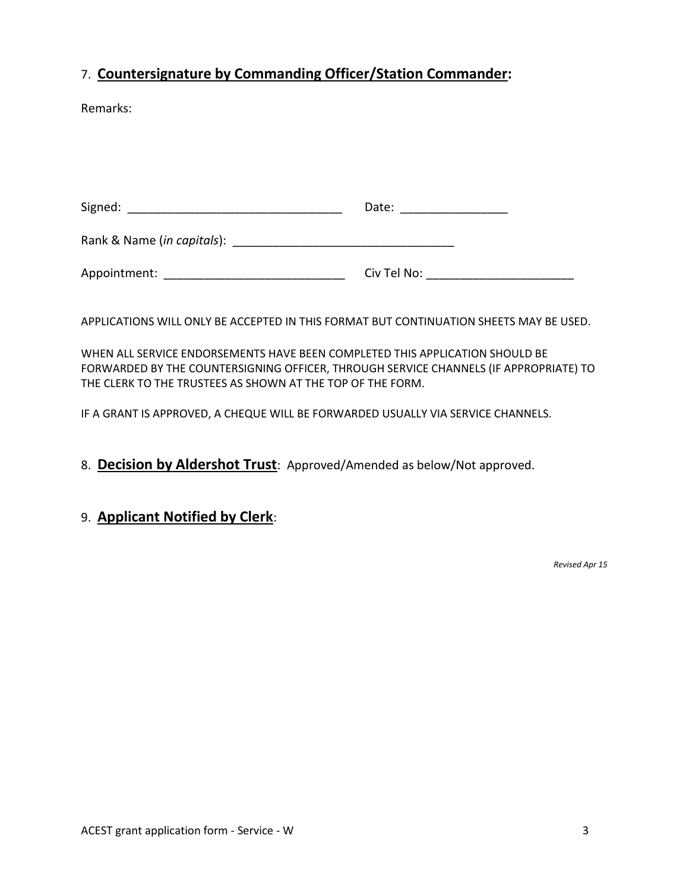7. **Countersignature by Commanding Officer/Station Commander:**

Remarks:

Signed: ________________________________ Date: ________________

Rank & Name (*in capitals*): _________________________________

Appointment: ___________________________ Civ Tel No: ______________________

APPLICATIONS WILL ONLY BE ACCEPTED IN THIS FORMAT BUT CONTINUATION SHEETS MAY BE USED.

WHEN ALL SERVICE ENDORSEMENTS HAVE BEEN COMPLETED THIS APPLICATION SHOULD BE FORWARDED BY THE COUNTERSIGNING OFFICER, THROUGH SERVICE CHANNELS (IF APPROPRIATE) TO THE CLERK TO THE TRUSTEES AS SHOWN AT THE TOP OF THE FORM.

IF A GRANT IS APPROVED, A CHEQUE WILL BE FORWARDED USUALLY VIA SERVICE CHANNELS.

8. **Decision by Aldershot Trust**: Approved/Amended as below/Not approved.

9. **Applicant Notified by Clerk**:

*Revised Apr 15*